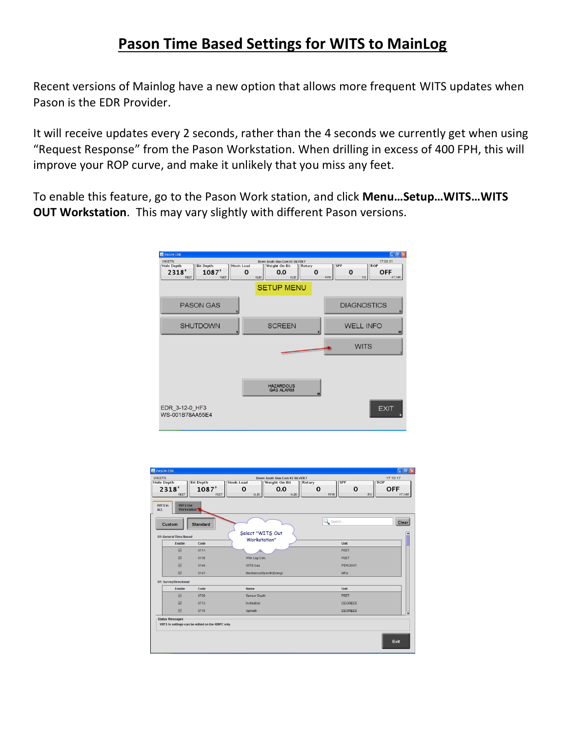# Pason Time Based Settings for WITS to MainLog

Recent versions of Mainlog have a new option that allows more frequent WITS updates when Pason is the EDR Provider.

It will receive updates every 2 seconds, rather than the 4 seconds we currently get when using "Request Response" from the Pason Workstation. When drilling in excess of 400 FPH, this will improve your ROP curve, and make it unlikely that you miss any feet.

To enable this feature, go to the Pason Work station, and click **Menu…Setup…WITS…WITS OUT Workstation**. This may vary slightly with different Pason versions.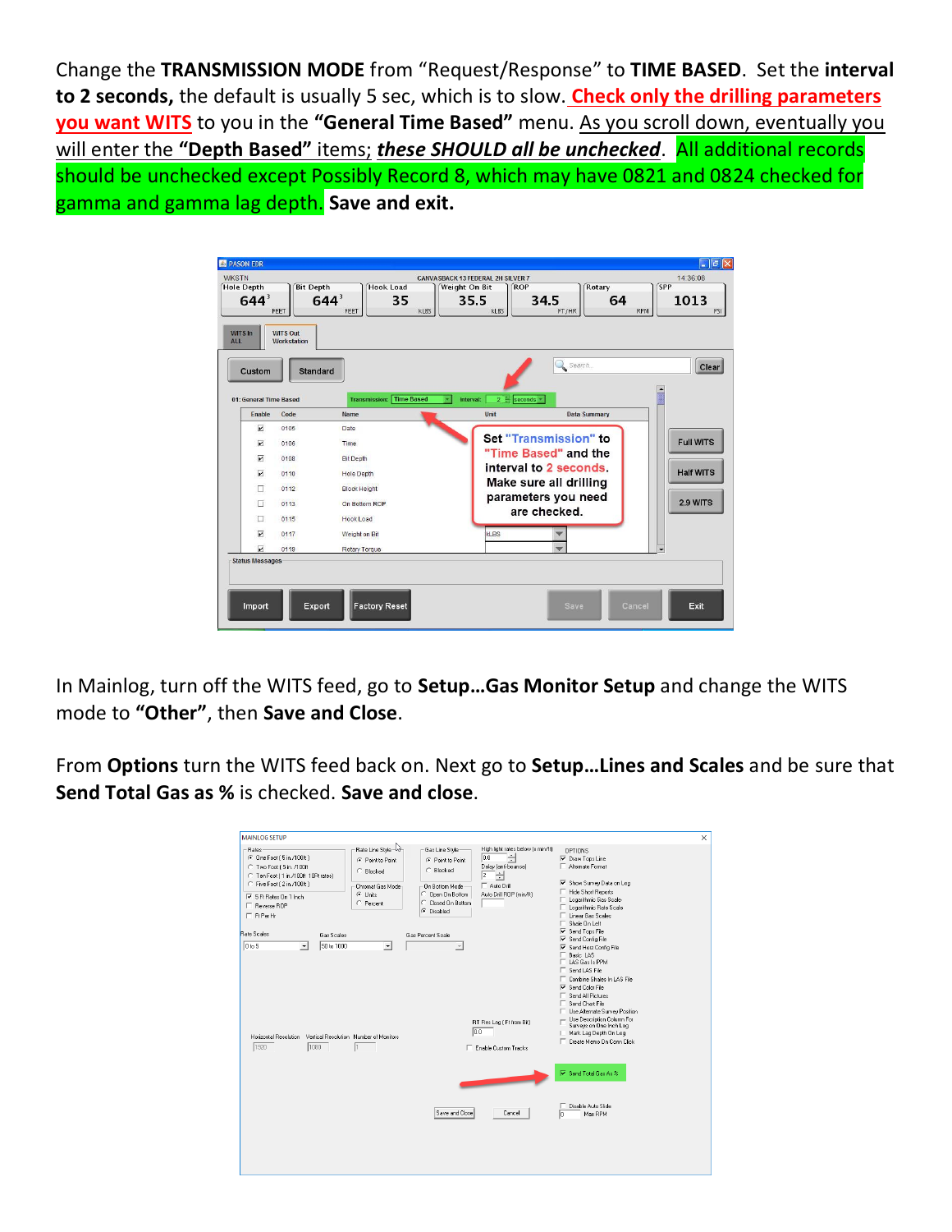Change the **TRANSMISSION MODE** from "Request/Response" to **TIME BASED**. Set the **interval to 2 seconds,** the default is usually 5 sec, which is to slow. Check only the drilling parameters you want WITS to you in the **"General Time Based"** menu. As you scroll down, eventually you will enter the **"Depth Based"** items; ***these SHOULD all be unchecked***. All additional records should be unchecked except Possibly Record 8, which may have 0821 and 0824 checked for gamma and gamma lag depth. **Save and exit.**

In Mainlog, turn off the WITS feed, go to **Setup…Gas Monitor Setup** and change the WITS mode to **"Other"**, then **Save and Close**.

From **Options** turn the WITS feed back on. Next go to **Setup…Lines and Scales** and be sure that **Send Total Gas as %** is checked. **Save and close**.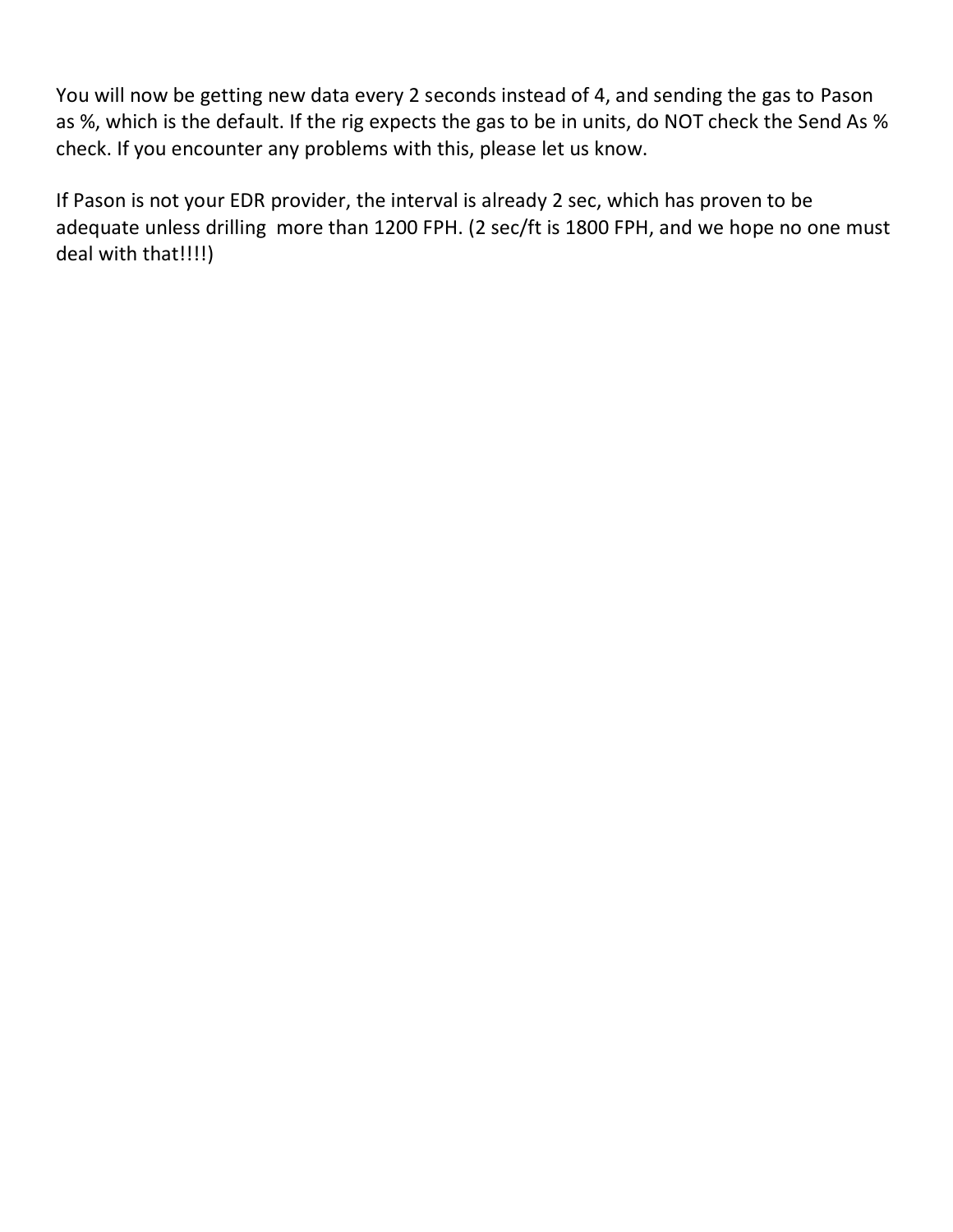You will now be getting new data every 2 seconds instead of 4, and sending the gas to Pason as %, which is the default. If the rig expects the gas to be in units, do NOT check the Send As % check. If you encounter any problems with this, please let us know.

If Pason is not your EDR provider, the interval is already 2 sec, which has proven to be adequate unless drilling more than 1200 FPH. (2 sec/ft is 1800 FPH, and we hope no one must deal with that!!!!)